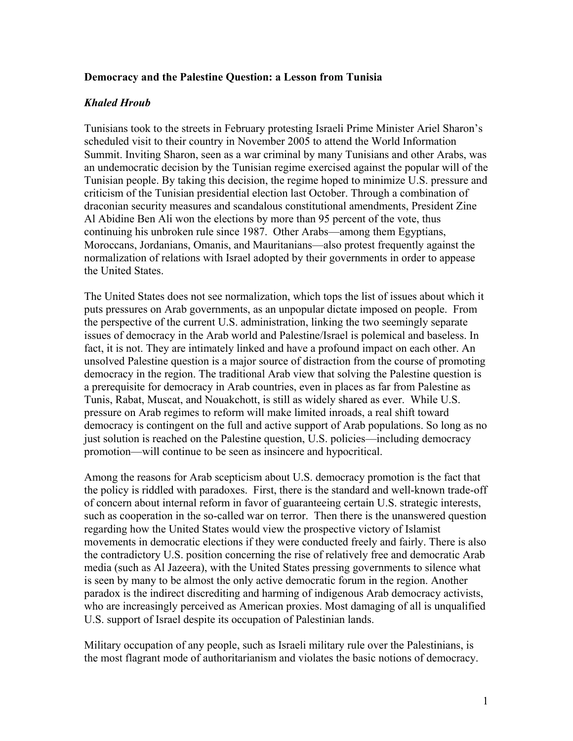**Democracy and the Palestine Question: a Lesson from Tunisia**

***Khaled Hroub***

Tunisians took to the streets in February protesting Israeli Prime Minister Ariel Sharon's scheduled visit to their country in November 2005 to attend the World Information Summit. Inviting Sharon, seen as a war criminal by many Tunisians and other Arabs, was an undemocratic decision by the Tunisian regime exercised against the popular will of the Tunisian people. By taking this decision, the regime hoped to minimize U.S. pressure and criticism of the Tunisian presidential election last October. Through a combination of draconian security measures and scandalous constitutional amendments, President Zine Al Abidine Ben Ali won the elections by more than 95 percent of the vote, thus continuing his unbroken rule since 1987. Other Arabs—among them Egyptians, Moroccans, Jordanians, Omanis, and Mauritanians—also protest frequently against the normalization of relations with Israel adopted by their governments in order to appease the United States.

The United States does not see normalization, which tops the list of issues about which it puts pressures on Arab governments, as an unpopular dictate imposed on people. From the perspective of the current U.S. administration, linking the two seemingly separate issues of democracy in the Arab world and Palestine/Israel is polemical and baseless. In fact, it is not. They are intimately linked and have a profound impact on each other. An unsolved Palestine question is a major source of distraction from the course of promoting democracy in the region. The traditional Arab view that solving the Palestine question is a prerequisite for democracy in Arab countries, even in places as far from Palestine as Tunis, Rabat, Muscat, and Nouakchott, is still as widely shared as ever. While U.S. pressure on Arab regimes to reform will make limited inroads, a real shift toward democracy is contingent on the full and active support of Arab populations. So long as no just solution is reached on the Palestine question, U.S. policies—including democracy promotion—will continue to be seen as insincere and hypocritical.

Among the reasons for Arab scepticism about U.S. democracy promotion is the fact that the policy is riddled with paradoxes. First, there is the standard and well-known trade-off of concern about internal reform in favor of guaranteeing certain U.S. strategic interests, such as cooperation in the so-called war on terror. Then there is the unanswered question regarding how the United States would view the prospective victory of Islamist movements in democratic elections if they were conducted freely and fairly. There is also the contradictory U.S. position concerning the rise of relatively free and democratic Arab media (such as Al Jazeera), with the United States pressing governments to silence what is seen by many to be almost the only active democratic forum in the region. Another paradox is the indirect discrediting and harming of indigenous Arab democracy activists, who are increasingly perceived as American proxies. Most damaging of all is unqualified U.S. support of Israel despite its occupation of Palestinian lands.

Military occupation of any people, such as Israeli military rule over the Palestinians, is the most flagrant mode of authoritarianism and violates the basic notions of democracy.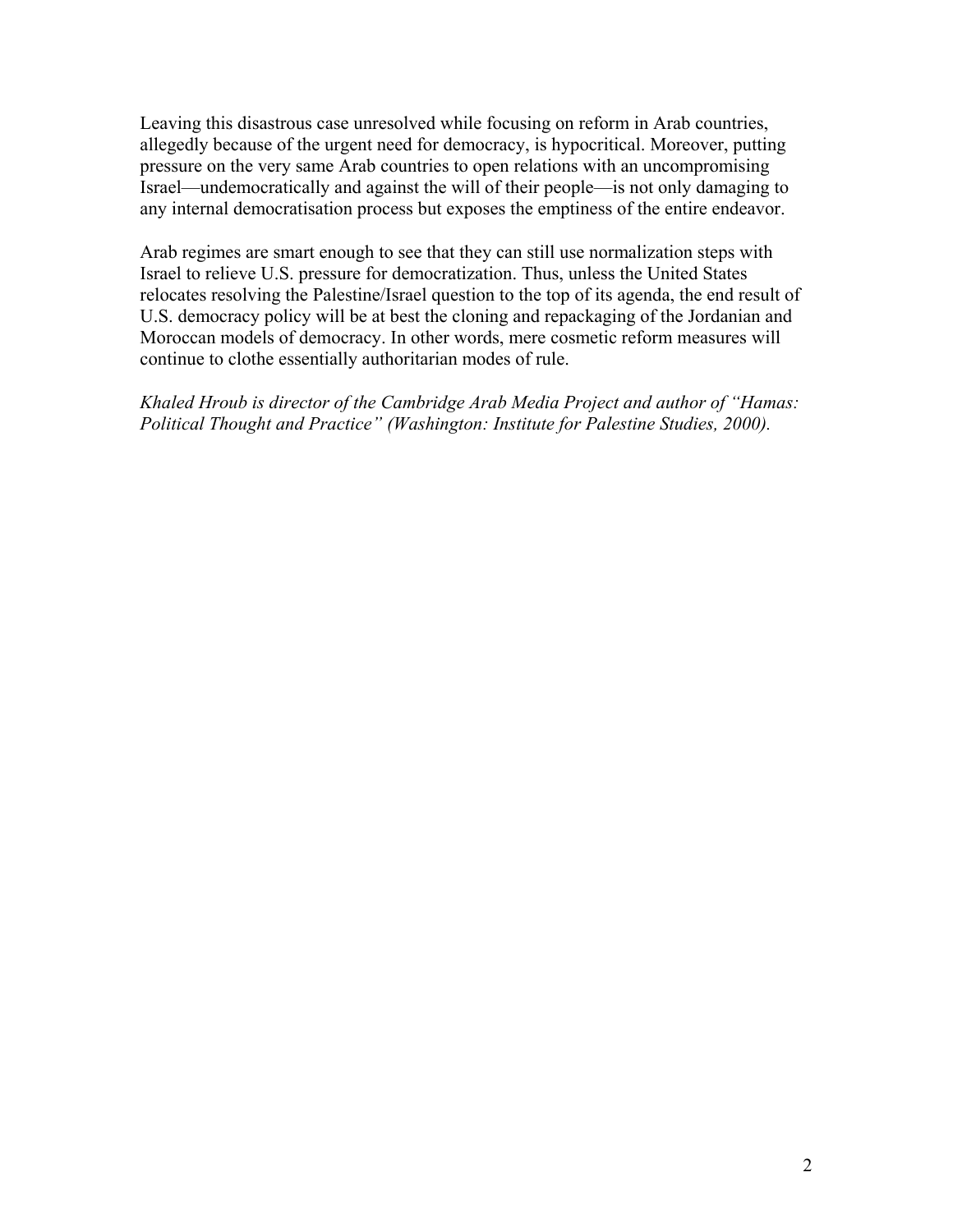Leaving this disastrous case unresolved while focusing on reform in Arab countries, allegedly because of the urgent need for democracy, is hypocritical. Moreover, putting pressure on the very same Arab countries to open relations with an uncompromising Israel—undemocratically and against the will of their people—is not only damaging to any internal democratisation process but exposes the emptiness of the entire endeavor.

Arab regimes are smart enough to see that they can still use normalization steps with Israel to relieve U.S. pressure for democratization. Thus, unless the United States relocates resolving the Palestine/Israel question to the top of its agenda, the end result of U.S. democracy policy will be at best the cloning and repackaging of the Jordanian and Moroccan models of democracy. In other words, mere cosmetic reform measures will continue to clothe essentially authoritarian modes of rule.

*Khaled Hroub is director of the Cambridge Arab Media Project and author of "Hamas: Political Thought and Practice" (Washington: Institute for Palestine Studies, 2000).*